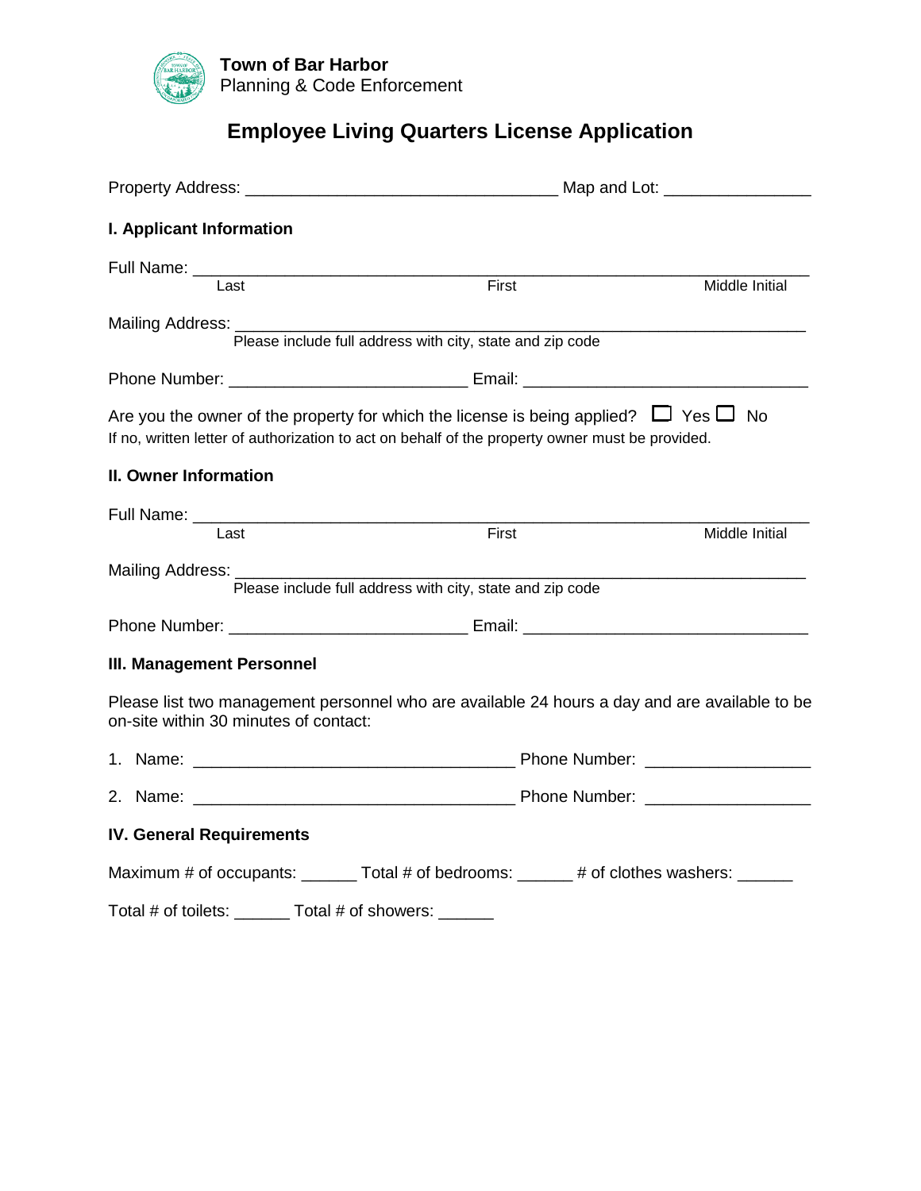**Town of Bar Harbor**
Planning & Code Enforcement

# Employee Living Quarters License Application

Property Address: ________________________________ Map and Lot: _______________

## I. Applicant Information

Full Name: ______________________________________________________________
Last First Middle Initial

Mailing Address: __________________________________________________________
Please include full address with city, state and zip code

Phone Number: _________________________ Email: ______________________________

Are you the owner of the property for which the license is being applied? ☐ Yes ☐ No
If no, written letter of authorization to act on behalf of the property owner must be provided.

## II. Owner Information

Full Name: ______________________________________________________________
Last First Middle Initial

Mailing Address: __________________________________________________________
Please include full address with city, state and zip code

Phone Number: _________________________ Email: ______________________________

## III. Management Personnel

Please list two management personnel who are available 24 hours a day and are available to be on-site within 30 minutes of contact:

1. Name: __________________________________ Phone Number: _________________
2. Name: __________________________________ Phone Number: _________________

## IV. General Requirements

Maximum # of occupants: ______ Total # of bedrooms: ______ # of clothes washers: ______

Total # of toilets: ______ Total # of showers: ______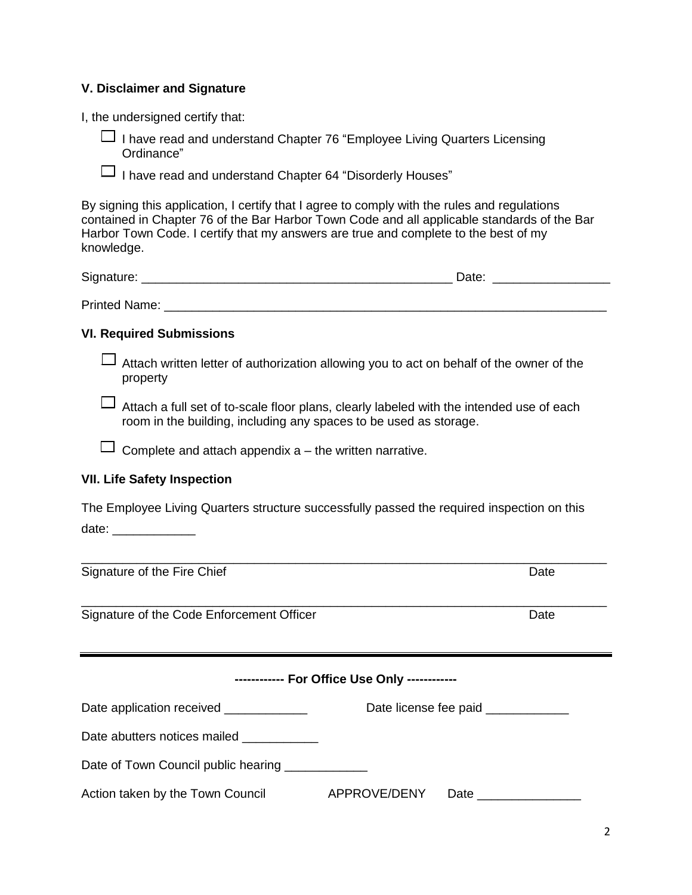### V. Disclaimer and Signature

I, the undersigned certify that:

- ☐ I have read and understand Chapter 76 “Employee Living Quarters Licensing Ordinance”
- ☐ I have read and understand Chapter 64 “Disorderly Houses”

By signing this application, I certify that I agree to comply with the rules and regulations contained in Chapter 76 of the Bar Harbor Town Code and all applicable standards of the Bar Harbor Town Code. I certify that my answers are true and complete to the best of my knowledge.

Signature: _____________________________________________ Date: _________________

Printed Name: ____________________________________________________________________

### VI. Required Submissions

- ☐ Attach written letter of authorization allowing you to act on behalf of the owner of the property
- ☐ Attach a full set of to-scale floor plans, clearly labeled with the intended use of each room in the building, including any spaces to be used as storage.
- ☐ Complete and attach appendix a – the written narrative.

### VII. Life Safety Inspection

The Employee Living Quarters structure successfully passed the required inspection on this date: ____________

_____________________________________________________________________________

Signature of the Fire Chief Date

_____________________________________________________________________________

Signature of the Code Enforcement Officer Date

---

**------------ For Office Use Only ------------**

Date application received ____________ Date license fee paid ____________

Date abutters notices mailed ___________

Date of Town Council public hearing ____________

Action taken by the Town Council APPROVE/DENY Date _______________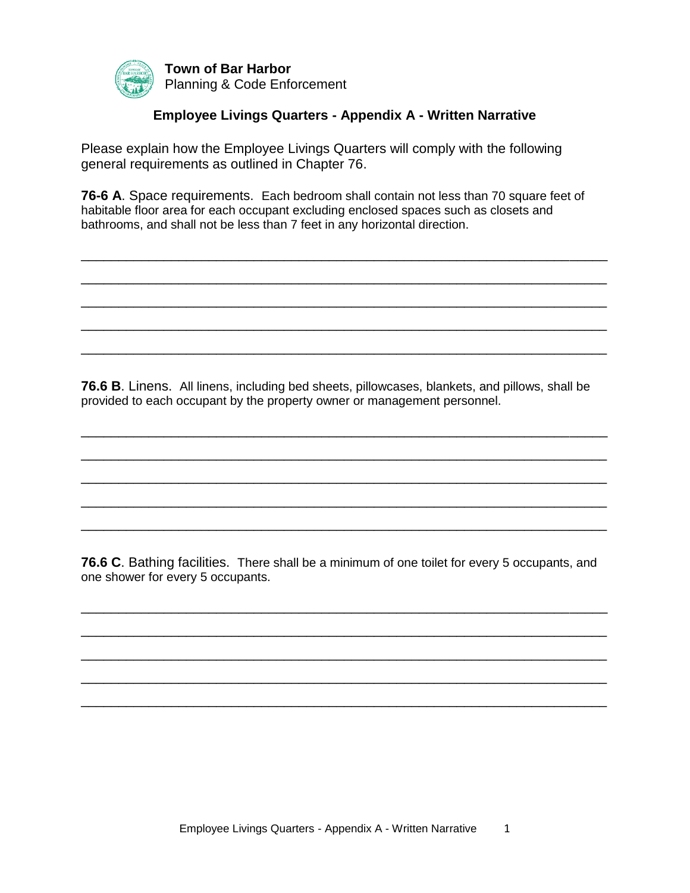**Town of Bar Harbor**
Planning & Code Enforcement

## Employee Livings Quarters - Appendix A - Written Narrative

Please explain how the Employee Livings Quarters will comply with the following general requirements as outlined in Chapter 76.

**76-6 A**. Space requirements. Each bedroom shall contain not less than 70 square feet of habitable floor area for each occupant excluding enclosed spaces such as closets and bathrooms, and shall not be less than 7 feet in any horizontal direction.

______________________________________________________________________

______________________________________________________________________

______________________________________________________________________

______________________________________________________________________

______________________________________________________________________

**76.6 B**. Linens. All linens, including bed sheets, pillowcases, blankets, and pillows, shall be provided to each occupant by the property owner or management personnel.

______________________________________________________________________

______________________________________________________________________

______________________________________________________________________

______________________________________________________________________

______________________________________________________________________

**76.6 C**. Bathing facilities. There shall be a minimum of one toilet for every 5 occupants, and one shower for every 5 occupants.

______________________________________________________________________

______________________________________________________________________

______________________________________________________________________

______________________________________________________________________

______________________________________________________________________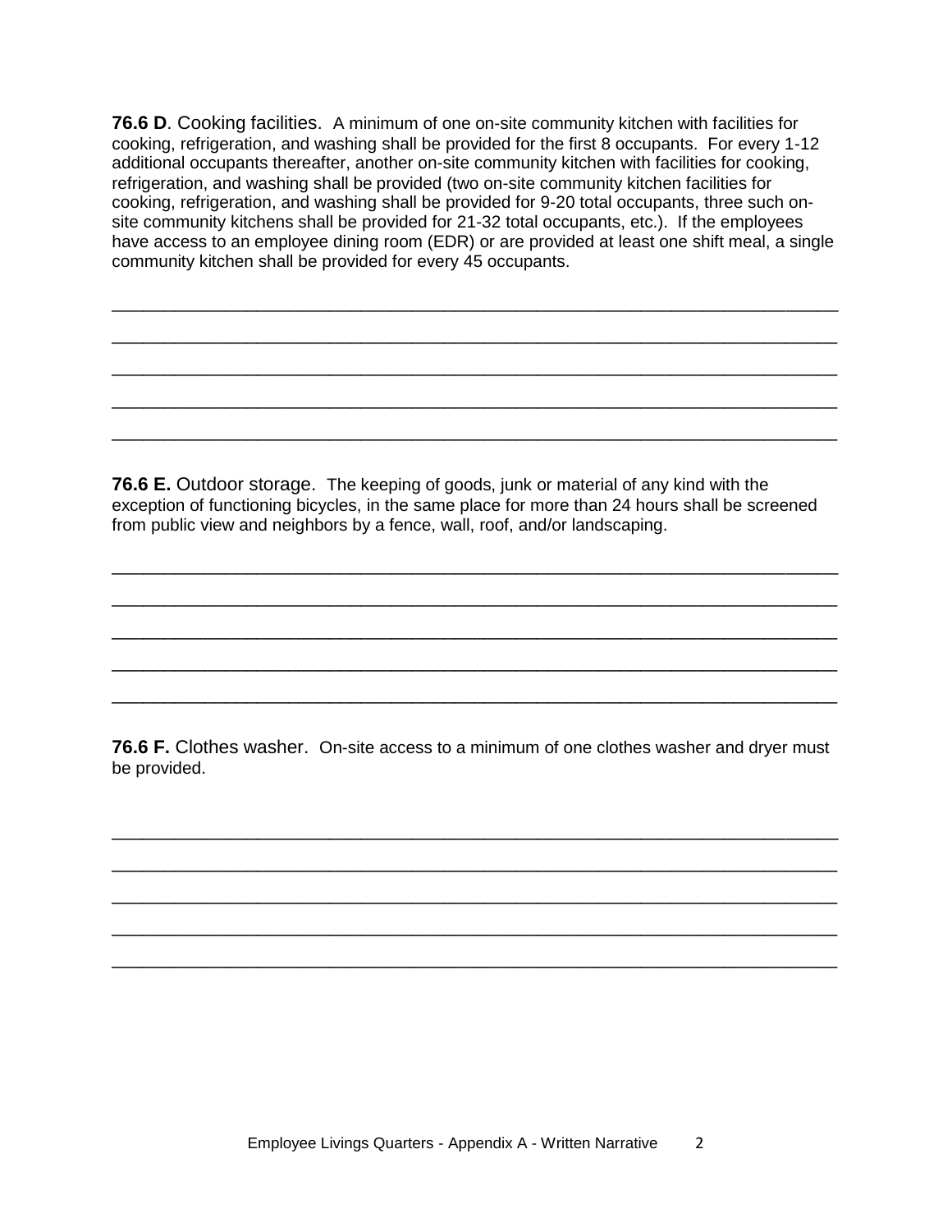**76.6 D**. Cooking facilities. A minimum of one on-site community kitchen with facilities for cooking, refrigeration, and washing shall be provided for the first 8 occupants. For every 1-12 additional occupants thereafter, another on-site community kitchen with facilities for cooking, refrigeration, and washing shall be provided (two on-site community kitchen facilities for cooking, refrigeration, and washing shall be provided for 9-20 total occupants, three such on-site community kitchens shall be provided for 21-32 total occupants, etc.). If the employees have access to an employee dining room (EDR) or are provided at least one shift meal, a single community kitchen shall be provided for every 45 occupants.

\_\_\_\_\_\_\_\_\_\_\_\_\_\_\_\_\_\_\_\_\_\_\_\_\_\_\_\_\_\_\_\_\_\_\_\_\_\_\_\_\_\_\_\_\_\_\_\_\_\_\_\_\_\_\_\_\_\_\_\_\_\_\_\_\_\_\_\_\_\_\_\_

\_\_\_\_\_\_\_\_\_\_\_\_\_\_\_\_\_\_\_\_\_\_\_\_\_\_\_\_\_\_\_\_\_\_\_\_\_\_\_\_\_\_\_\_\_\_\_\_\_\_\_\_\_\_\_\_\_\_\_\_\_\_\_\_\_\_\_\_\_\_\_\_

\_\_\_\_\_\_\_\_\_\_\_\_\_\_\_\_\_\_\_\_\_\_\_\_\_\_\_\_\_\_\_\_\_\_\_\_\_\_\_\_\_\_\_\_\_\_\_\_\_\_\_\_\_\_\_\_\_\_\_\_\_\_\_\_\_\_\_\_\_\_\_\_

\_\_\_\_\_\_\_\_\_\_\_\_\_\_\_\_\_\_\_\_\_\_\_\_\_\_\_\_\_\_\_\_\_\_\_\_\_\_\_\_\_\_\_\_\_\_\_\_\_\_\_\_\_\_\_\_\_\_\_\_\_\_\_\_\_\_\_\_\_\_\_\_

\_\_\_\_\_\_\_\_\_\_\_\_\_\_\_\_\_\_\_\_\_\_\_\_\_\_\_\_\_\_\_\_\_\_\_\_\_\_\_\_\_\_\_\_\_\_\_\_\_\_\_\_\_\_\_\_\_\_\_\_\_\_\_\_\_\_\_\_\_\_\_\_

**76.6 E.** Outdoor storage. The keeping of goods, junk or material of any kind with the exception of functioning bicycles, in the same place for more than 24 hours shall be screened from public view and neighbors by a fence, wall, roof, and/or landscaping.

\_\_\_\_\_\_\_\_\_\_\_\_\_\_\_\_\_\_\_\_\_\_\_\_\_\_\_\_\_\_\_\_\_\_\_\_\_\_\_\_\_\_\_\_\_\_\_\_\_\_\_\_\_\_\_\_\_\_\_\_\_\_\_\_\_\_\_\_\_\_\_\_

\_\_\_\_\_\_\_\_\_\_\_\_\_\_\_\_\_\_\_\_\_\_\_\_\_\_\_\_\_\_\_\_\_\_\_\_\_\_\_\_\_\_\_\_\_\_\_\_\_\_\_\_\_\_\_\_\_\_\_\_\_\_\_\_\_\_\_\_\_\_\_\_

\_\_\_\_\_\_\_\_\_\_\_\_\_\_\_\_\_\_\_\_\_\_\_\_\_\_\_\_\_\_\_\_\_\_\_\_\_\_\_\_\_\_\_\_\_\_\_\_\_\_\_\_\_\_\_\_\_\_\_\_\_\_\_\_\_\_\_\_\_\_\_\_

\_\_\_\_\_\_\_\_\_\_\_\_\_\_\_\_\_\_\_\_\_\_\_\_\_\_\_\_\_\_\_\_\_\_\_\_\_\_\_\_\_\_\_\_\_\_\_\_\_\_\_\_\_\_\_\_\_\_\_\_\_\_\_\_\_\_\_\_\_\_\_\_

\_\_\_\_\_\_\_\_\_\_\_\_\_\_\_\_\_\_\_\_\_\_\_\_\_\_\_\_\_\_\_\_\_\_\_\_\_\_\_\_\_\_\_\_\_\_\_\_\_\_\_\_\_\_\_\_\_\_\_\_\_\_\_\_\_\_\_\_\_\_\_\_

**76.6 F.** Clothes washer. On-site access to a minimum of one clothes washer and dryer must be provided.

\_\_\_\_\_\_\_\_\_\_\_\_\_\_\_\_\_\_\_\_\_\_\_\_\_\_\_\_\_\_\_\_\_\_\_\_\_\_\_\_\_\_\_\_\_\_\_\_\_\_\_\_\_\_\_\_\_\_\_\_\_\_\_\_\_\_\_\_\_\_\_\_

\_\_\_\_\_\_\_\_\_\_\_\_\_\_\_\_\_\_\_\_\_\_\_\_\_\_\_\_\_\_\_\_\_\_\_\_\_\_\_\_\_\_\_\_\_\_\_\_\_\_\_\_\_\_\_\_\_\_\_\_\_\_\_\_\_\_\_\_\_\_\_\_

\_\_\_\_\_\_\_\_\_\_\_\_\_\_\_\_\_\_\_\_\_\_\_\_\_\_\_\_\_\_\_\_\_\_\_\_\_\_\_\_\_\_\_\_\_\_\_\_\_\_\_\_\_\_\_\_\_\_\_\_\_\_\_\_\_\_\_\_\_\_\_\_

\_\_\_\_\_\_\_\_\_\_\_\_\_\_\_\_\_\_\_\_\_\_\_\_\_\_\_\_\_\_\_\_\_\_\_\_\_\_\_\_\_\_\_\_\_\_\_\_\_\_\_\_\_\_\_\_\_\_\_\_\_\_\_\_\_\_\_\_\_\_\_\_

\_\_\_\_\_\_\_\_\_\_\_\_\_\_\_\_\_\_\_\_\_\_\_\_\_\_\_\_\_\_\_\_\_\_\_\_\_\_\_\_\_\_\_\_\_\_\_\_\_\_\_\_\_\_\_\_\_\_\_\_\_\_\_\_\_\_\_\_\_\_\_\_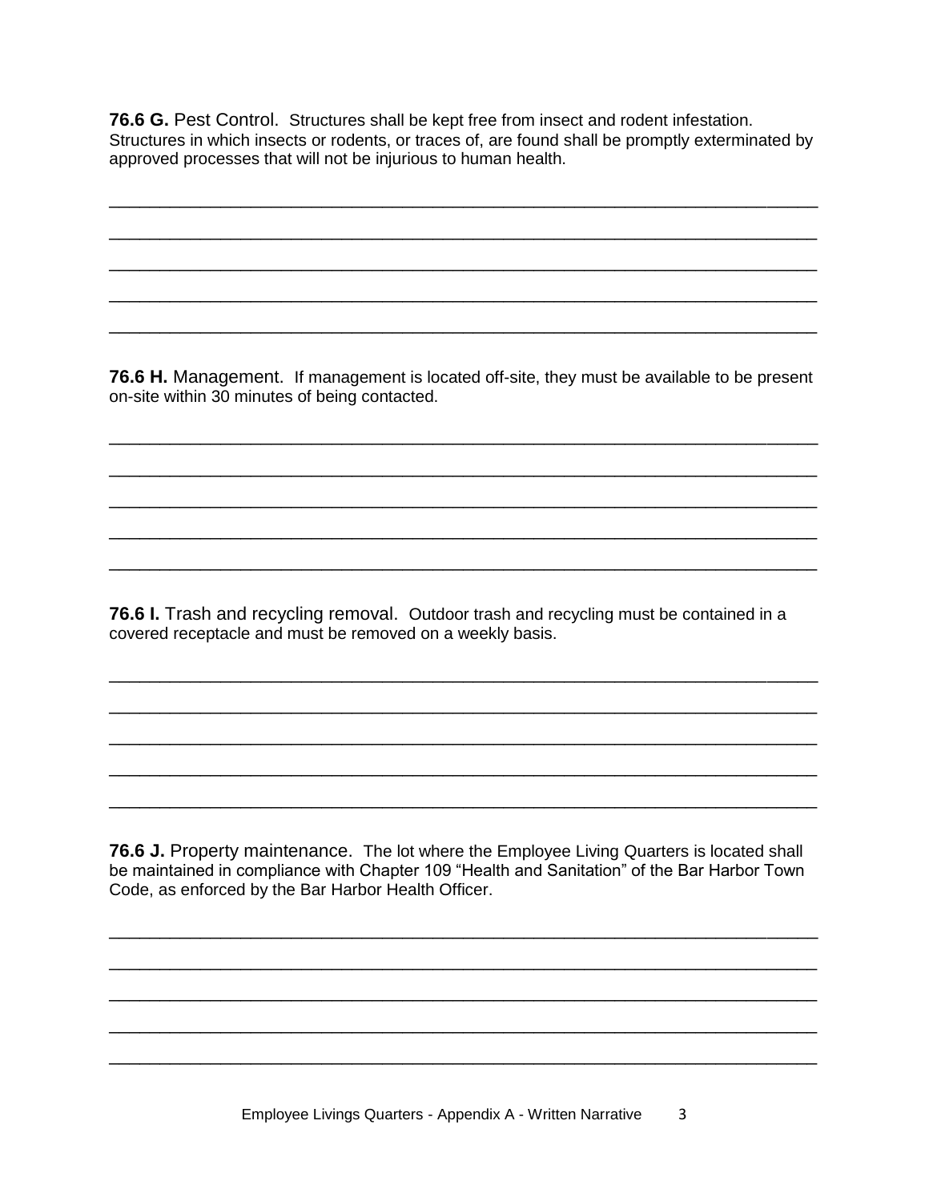**76.6 G.** Pest Control. Structures shall be kept free from insect and rodent infestation. Structures in which insects or rodents, or traces of, are found shall be promptly exterminated by approved processes that will not be injurious to human health.

___________________________________________________________________________

___________________________________________________________________________

___________________________________________________________________________

___________________________________________________________________________

___________________________________________________________________________

**76.6 H.** Management. If management is located off-site, they must be available to be present on-site within 30 minutes of being contacted.

___________________________________________________________________________

___________________________________________________________________________

___________________________________________________________________________

___________________________________________________________________________

___________________________________________________________________________

**76.6 I.** Trash and recycling removal. Outdoor trash and recycling must be contained in a covered receptacle and must be removed on a weekly basis.

___________________________________________________________________________

___________________________________________________________________________

___________________________________________________________________________

___________________________________________________________________________

___________________________________________________________________________

**76.6 J.** Property maintenance. The lot where the Employee Living Quarters is located shall be maintained in compliance with Chapter 109 "Health and Sanitation" of the Bar Harbor Town Code, as enforced by the Bar Harbor Health Officer.

___________________________________________________________________________

___________________________________________________________________________

___________________________________________________________________________

___________________________________________________________________________

___________________________________________________________________________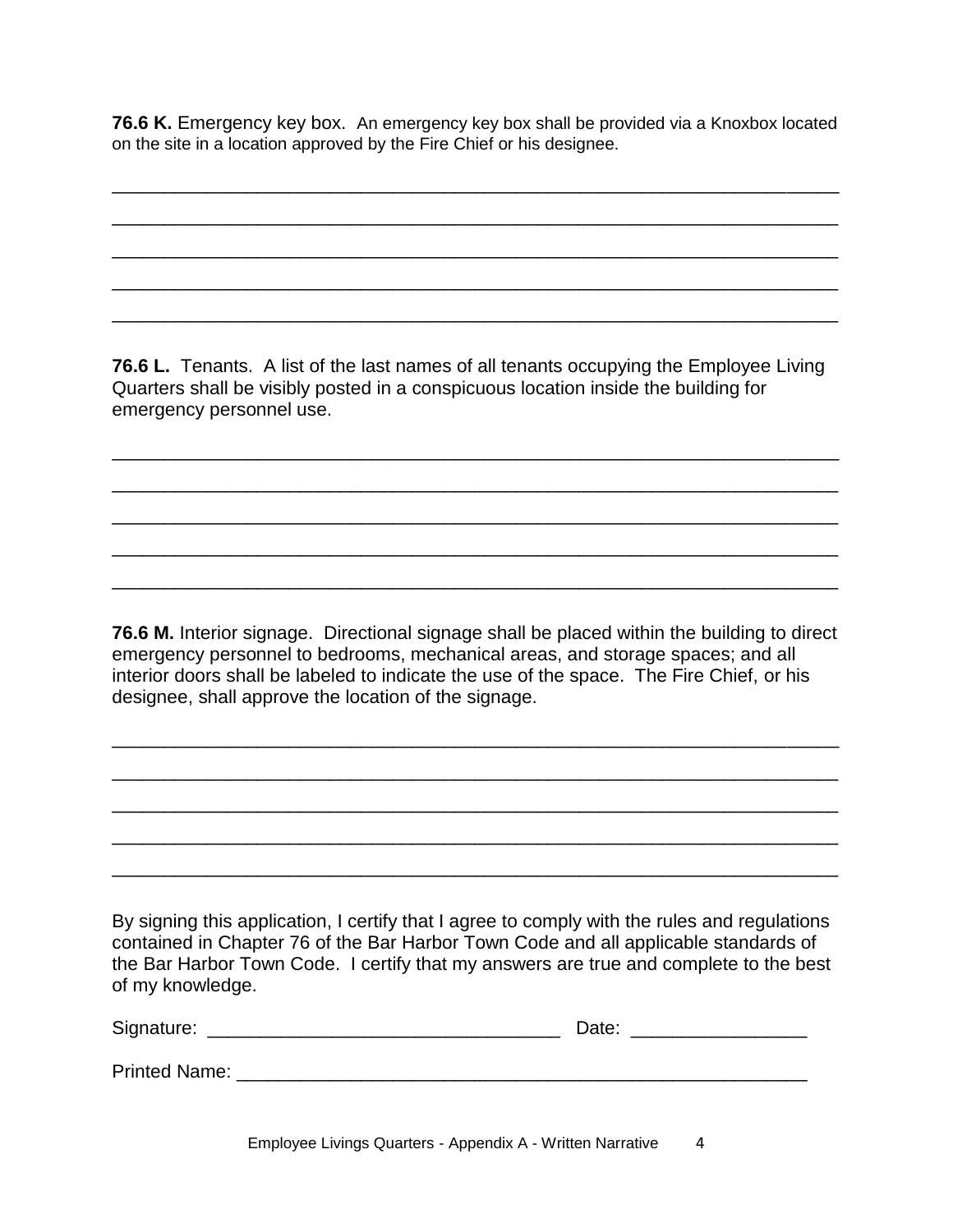**76.6 K.** Emergency key box. An emergency key box shall be provided via a Knoxbox located on the site in a location approved by the Fire Chief or his designee.

_______________________________________________________________________

_______________________________________________________________________

_______________________________________________________________________

_______________________________________________________________________

_______________________________________________________________________

**76.6 L.** Tenants. A list of the last names of all tenants occupying the Employee Living Quarters shall be visibly posted in a conspicuous location inside the building for emergency personnel use.

_______________________________________________________________________

_______________________________________________________________________

_______________________________________________________________________

_______________________________________________________________________

_______________________________________________________________________

**76.6 M.** Interior signage. Directional signage shall be placed within the building to direct emergency personnel to bedrooms, mechanical areas, and storage spaces; and all interior doors shall be labeled to indicate the use of the space. The Fire Chief, or his designee, shall approve the location of the signage.

_______________________________________________________________________

_______________________________________________________________________

_______________________________________________________________________

_______________________________________________________________________

_______________________________________________________________________

By signing this application, I certify that I agree to comply with the rules and regulations contained in Chapter 76 of the Bar Harbor Town Code and all applicable standards of the Bar Harbor Town Code. I certify that my answers are true and complete to the best of my knowledge.

Signature: ________________________________ Date: ________________

Printed Name: ______________________________________________________